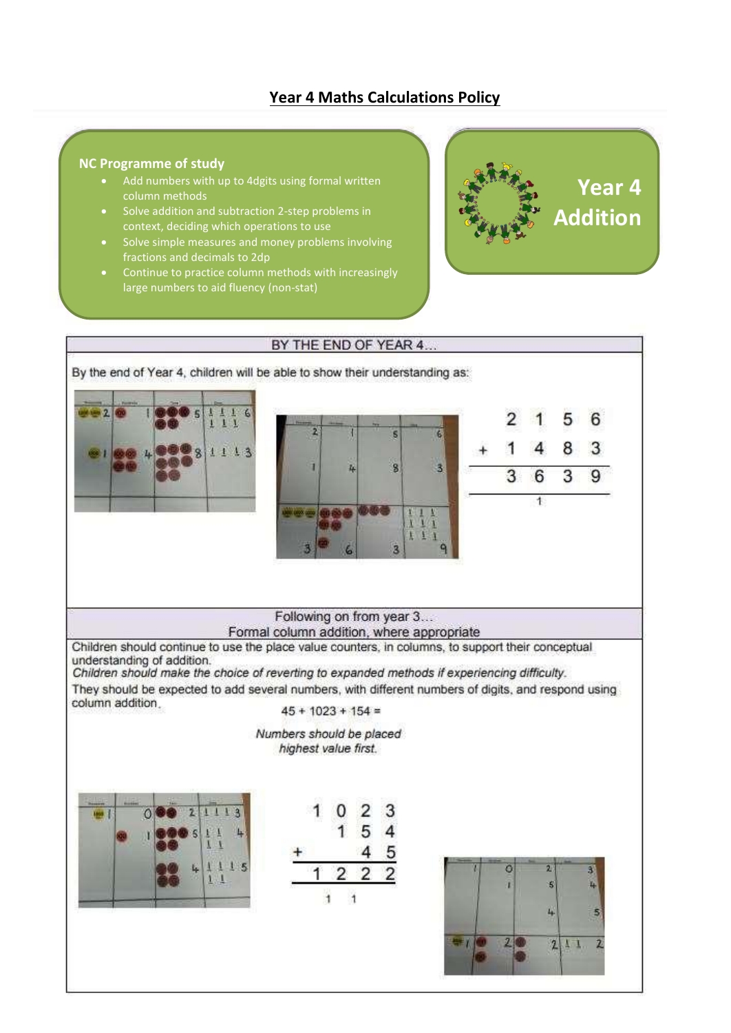# Year 4 Maths Calculations Policy

## NC Programme of study

- Add numbers with up to 4digits using formal written column methods
- Solve addition and subtraction 2-step problems in context, deciding which operations to use
- Solve simple measures and money problems involving fractions and decimals to 2dp
- Continue to practice column methods with increasingly large numbers to aid fluency (non-stat)

## Year 4 Addition

### BY THE END OF YEAR 4…

By the end of Year 4, children will be able to show their understanding as:

```
  2 1 5 6
+ 1 4 8 3
---------
  3 6 3 9
    1
```

### Following on from year 3…
### Formal column addition, where appropriate

Children should continue to use the place value counters, in columns, to support their conceptual understanding of addition.

*Children should make the choice of reverting to expanded methods if experiencing difficulty.*

They should be expected to add several numbers, with different numbers of digits, and respond using column addition.

45 + 1023 + 154 =

*Numbers should be placed highest value first.*

```
  1 0 2 3
    1 5 4
+     4 5
---------
  1 2 2 2
    1 1
```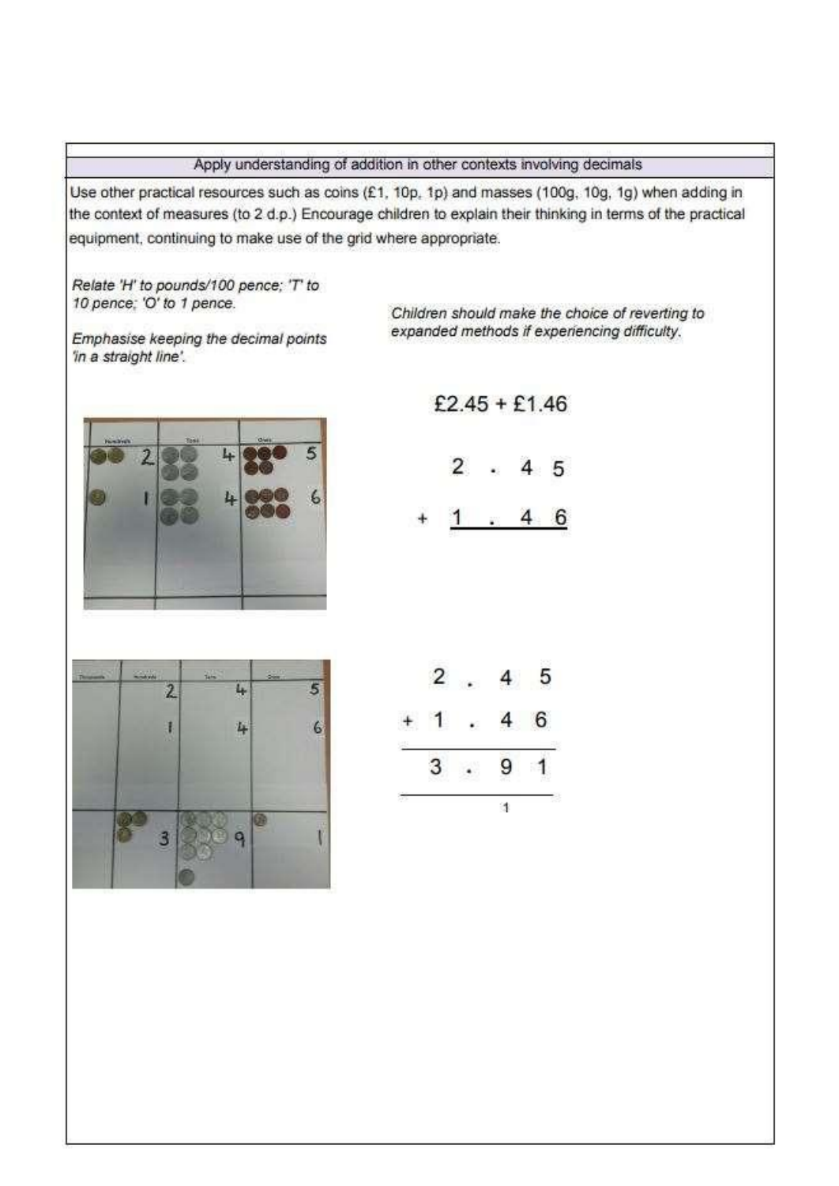## Apply understanding of addition in other contexts involving decimals

Use other practical resources such as coins (£1, 10p, 1p) and masses (100g, 10g, 1g) when adding in the context of measures (to 2 d.p.) Encourage children to explain their thinking in terms of the practical equipment, continuing to make use of the grid where appropriate.

*Relate 'H' to pounds/100 pence; 'T' to 10 pence; 'O' to 1 pence.*

*Emphasise keeping the decimal points 'in a straight line'.*

*Children should make the choice of reverting to expanded methods if experiencing difficulty.*

£2.45 + £1.46

```
   2 . 4 5
+  1 . 4 6
```

```
   2 . 4 5
+  1 . 4 6
-----------
   3 . 9 1
-----------
       1
```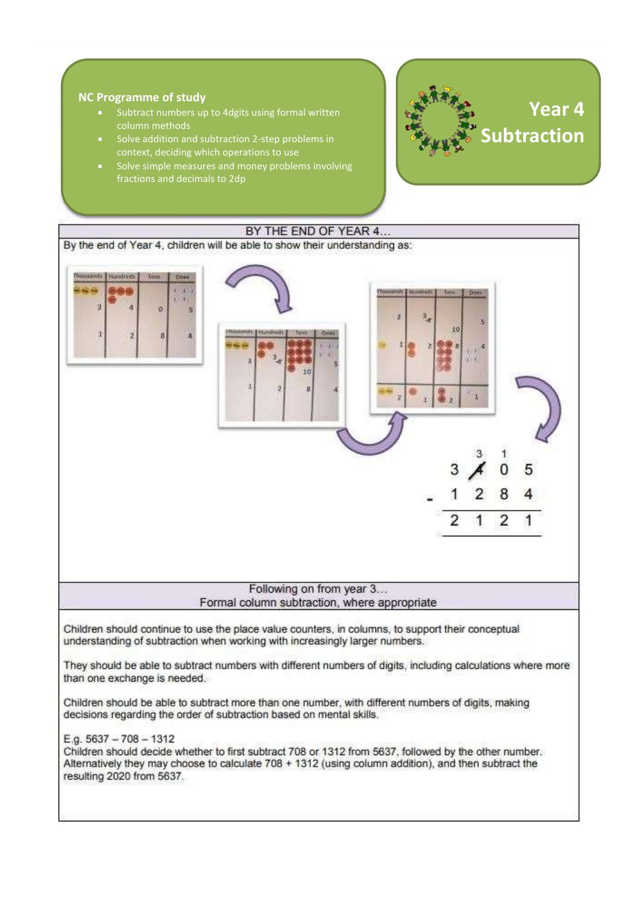## NC Programme of study

- Subtract numbers up to 4digits using formal written column methods
- Solve addition and subtraction 2-step problems in context, deciding which operations to use
- Solve simple measures and money problems involving fractions and decimals to 2dp

# Year 4 Subtraction

## BY THE END OF YEAR 4…

By the end of Year 4, children will be able to show their understanding as:

```
    3  1
 3  4̸  0  5
-1  2  8  4
-----------
 2  1  2  1
```

## Following on from year 3… Formal column subtraction, where appropriate

Children should continue to use the place value counters, in columns, to support their conceptual understanding of subtraction when working with increasingly larger numbers.

They should be able to subtract numbers with different numbers of digits, including calculations where more than one exchange is needed.

Children should be able to subtract more than one number, with different numbers of digits, making decisions regarding the order of subtraction based on mental skills.

E.g. 5637 – 708 – 1312
Children should decide whether to first subtract 708 or 1312 from 5637, followed by the other number. Alternatively they may choose to calculate 708 + 1312 (using column addition), and then subtract the resulting 2020 from 5637.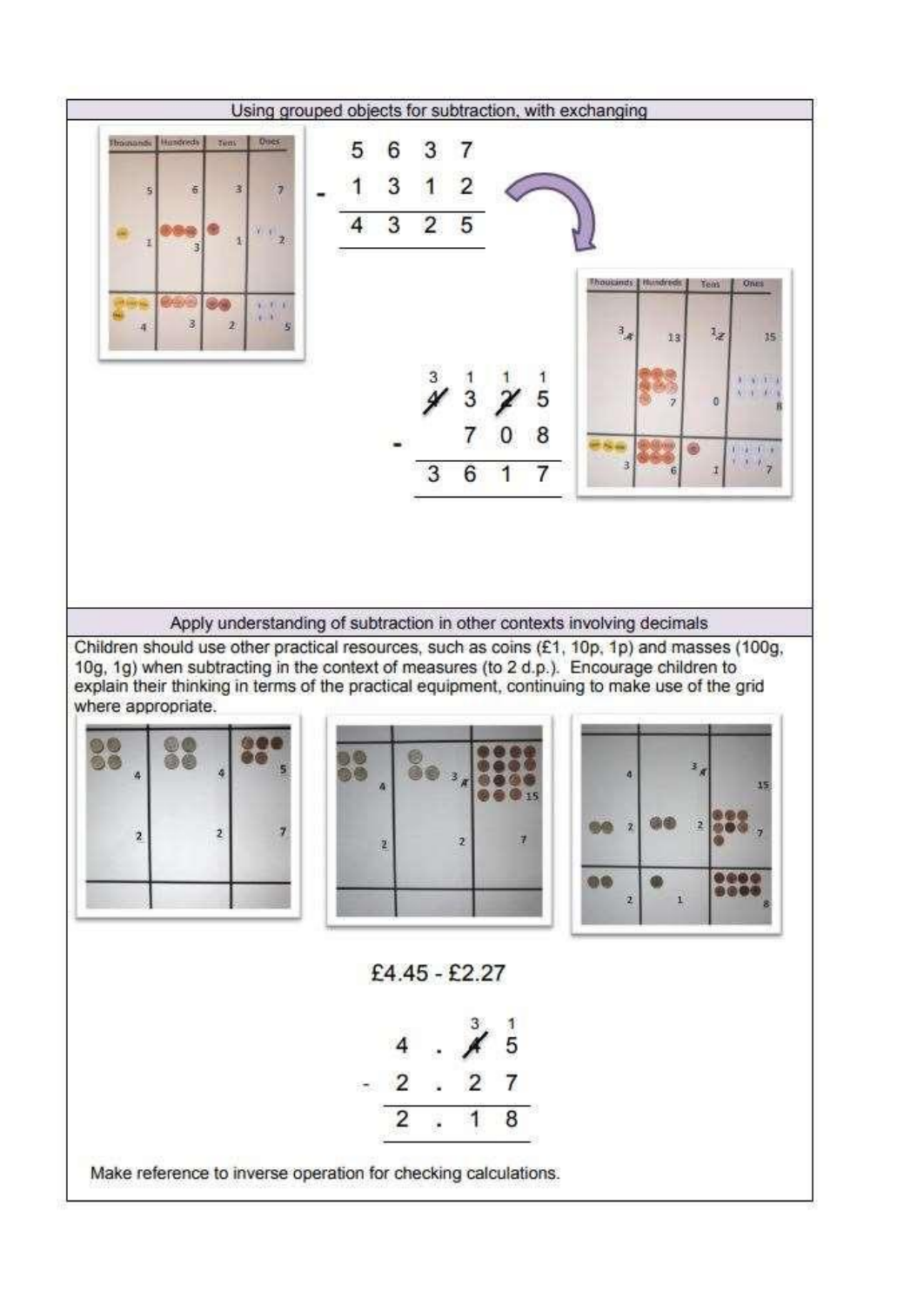## Using grouped objects for subtraction, with exchanging

$$
\begin{array}{r}
5\ 6\ 3\ 7 \\
-\ 1\ 3\ 1\ 2 \\
\hline
4\ 3\ 2\ 5
\end{array}
$$

$$
\begin{array}{r}
{}^{3}\cancel{4}\ {}^{1}3\ {}^{1}\cancel{2}\ {}^{1}5 \\
-\ \ \ 7\ 0\ 8 \\
\hline
3\ 6\ 1\ 7
\end{array}
$$

## Apply understanding of subtraction in other contexts involving decimals

Children should use other practical resources, such as coins (£1, 10p, 1p) and masses (100g, 10g, 1g) when subtracting in the context of measures (to 2 d.p.). Encourage children to explain their thinking in terms of the practical equipment, continuing to make use of the grid where appropriate.

£4.45 - £2.27

$$
\begin{array}{r}
4\ .\ {}^{3}\cancel{4}\ {}^{1}5 \\
-\ 2\ .\ 2\ 7 \\
\hline
2\ .\ 1\ 8
\end{array}
$$

Make reference to inverse operation for checking calculations.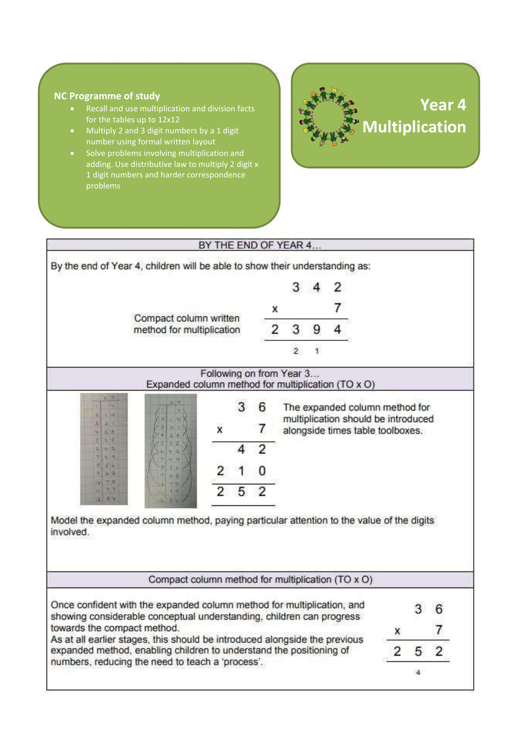**NC Programme of study**

- Recall and use multiplication and division facts for the tables up to 12x12
- Multiply 2 and 3 digit numbers by a 1 digit number using formal written layout
- Solve problems involving multiplication and adding. Use distributive law to multiply 2 digit x 1 digit numbers and harder correspondence problems

# Year 4 Multiplication

## BY THE END OF YEAR 4…

By the end of Year 4, children will be able to show their understanding as:

Compact column written method for multiplication

```
    3  4  2
x         7
-----------
 2  3  9  4
    2  1
```

## Following on from Year 3… Expanded column method for multiplication (TO x O)

```
    3  6
x      7
--------
    4  2
 2  1  0
--------
 2  5  2
```

The expanded column method for multiplication should be introduced alongside times table toolboxes.

Model the expanded column method, paying particular attention to the value of the digits involved.

## Compact column method for multiplication (TO x O)

Once confident with the expanded column method for multiplication, and showing considerable conceptual understanding, children can progress towards the compact method.
As at all earlier stages, this should be introduced alongside the previous expanded method, enabling children to understand the positioning of numbers, reducing the need to teach a 'process'.

```
    3  6
x      7
--------
 2  5  2
    4
```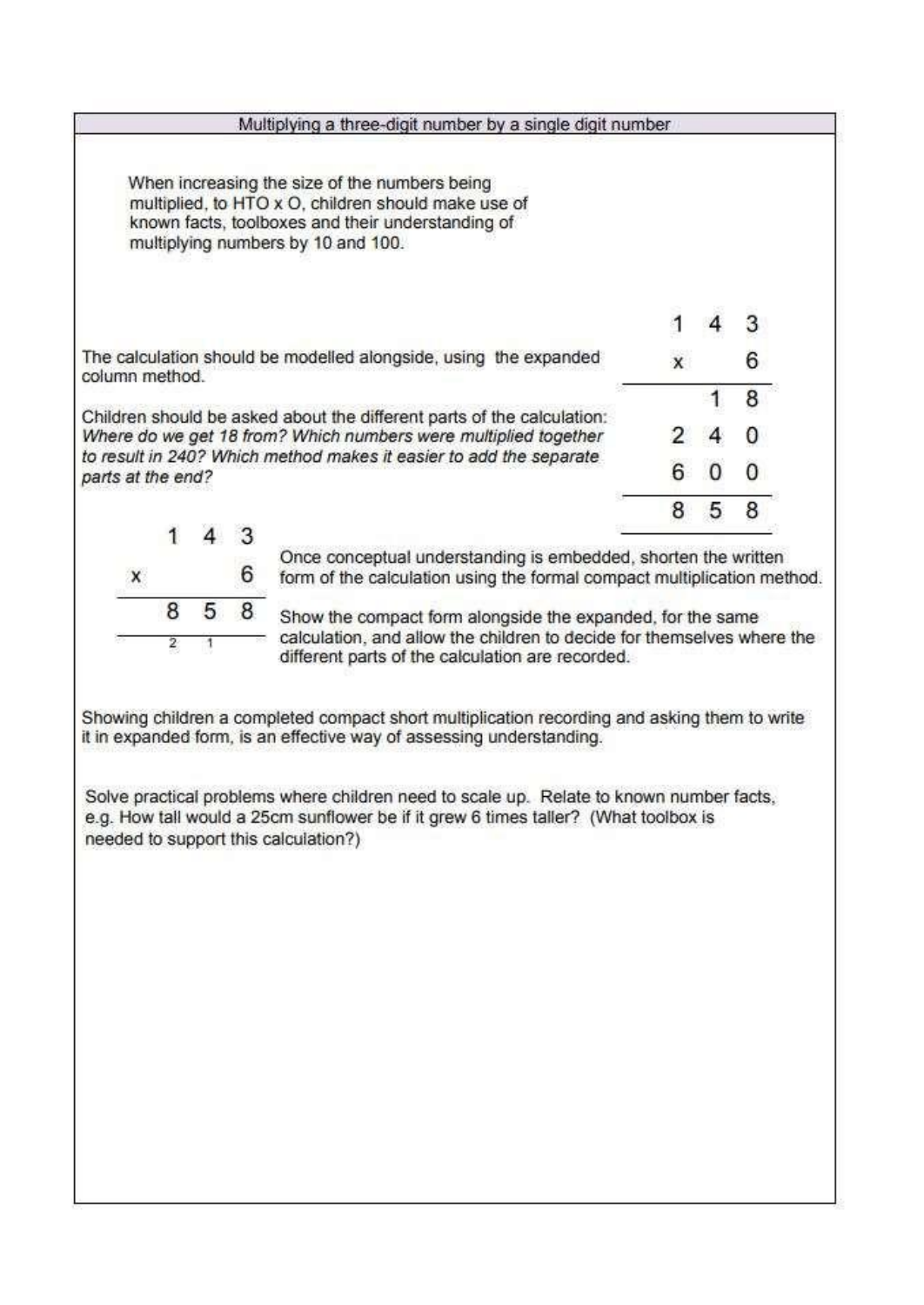## Multiplying a three-digit number by a single digit number

When increasing the size of the numbers being multiplied, to HTO x O, children should make use of known facts, toolboxes and their understanding of multiplying numbers by 10 and 100.

The calculation should be modelled alongside, using the expanded column method.

Children should be asked about the different parts of the calculation: *Where do we get 18 from? Which numbers were multiplied together to result in 240? Which method makes it easier to add the separate parts at the end?*

```
    1 4 3
  x     6
  -------
      1 8
    2 4 0
    6 0 0
  -------
    8 5 8
```

```
    1 4 3
  x     6
  -------
    8 5 8
    2 1
```

Once conceptual understanding is embedded, shorten the written form of the calculation using the formal compact multiplication method.

Show the compact form alongside the expanded, for the same calculation, and allow the children to decide for themselves where the different parts of the calculation are recorded.

Showing children a completed compact short multiplication recording and asking them to write it in expanded form, is an effective way of assessing understanding.

Solve practical problems where children need to scale up. Relate to known number facts, e.g. How tall would a 25cm sunflower be if it grew 6 times taller? (What toolbox is needed to support this calculation?)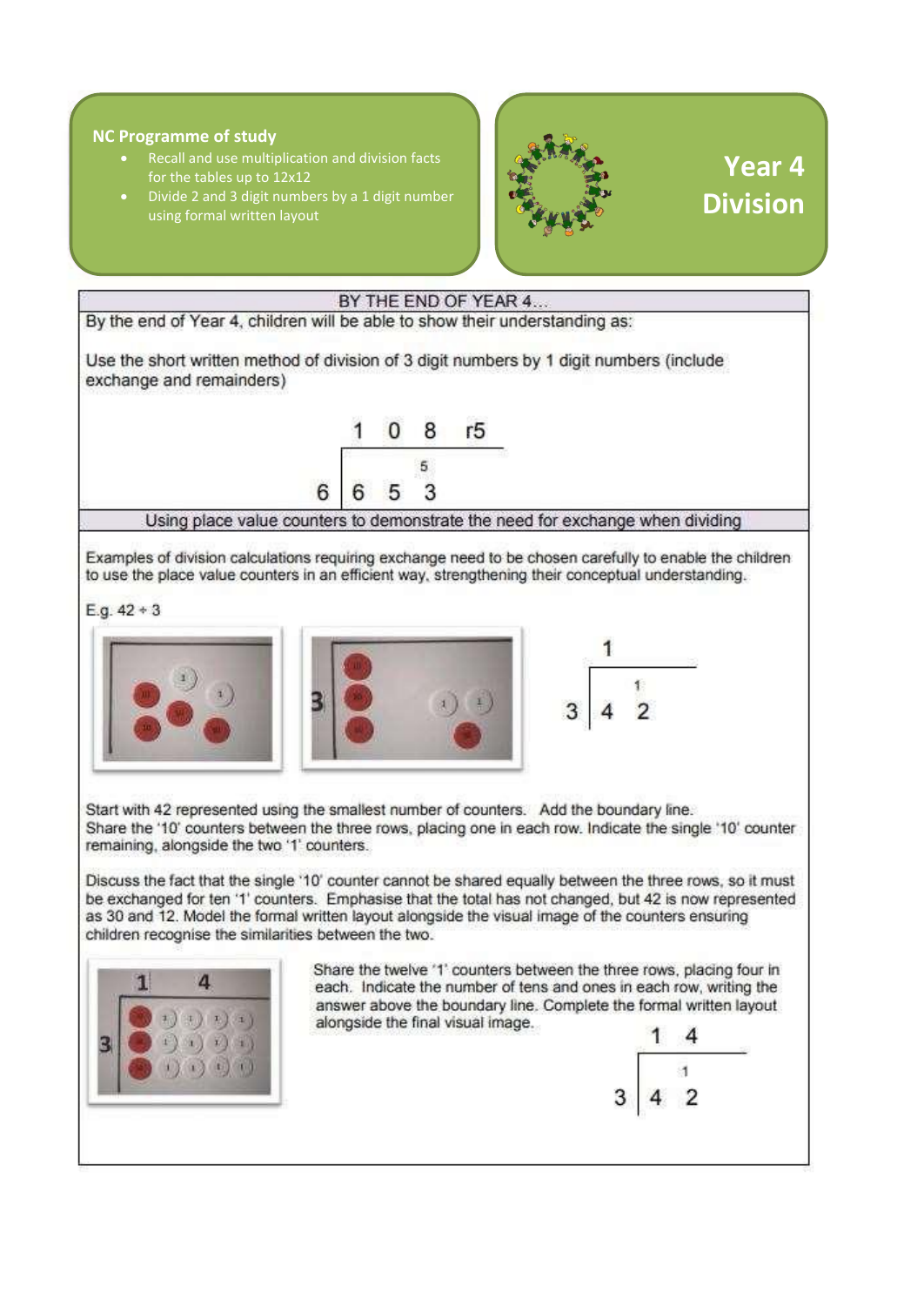**NC Programme of study**

- Recall and use multiplication and division facts for the tables up to 12x12
- Divide 2 and 3 digit numbers by a 1 digit number using formal written layout

# Year 4 Division

## BY THE END OF YEAR 4…

By the end of Year 4, children will be able to show their understanding as:

Use the short written method of division of 3 digit numbers by 1 digit numbers (include exchange and remainders)

```
      1  0  8  r5
    ___________
  6 | 6  6⁵3
```

## Using place value counters to demonstrate the need for exchange when dividing

Examples of division calculations requiring exchange need to be chosen carefully to enable the children to use the place value counters in an efficient way, strengthening their conceptual understanding.

E.g. 42 ÷ 3

```
      1
    ______
  3 | 4 ¹2
```

Start with 42 represented using the smallest number of counters. Add the boundary line.
Share the '10' counters between the three rows, placing one in each row. Indicate the single '10' counter remaining, alongside the two '1' counters.

Discuss the fact that the single '10' counter cannot be shared equally between the three rows, so it must be exchanged for ten '1' counters. Emphasise that the total has not changed, but 42 is now represented as 30 and 12. Model the formal written layout alongside the visual image of the counters ensuring children recognise the similarities between the two.

Share the twelve '1' counters between the three rows, placing four in each. Indicate the number of tens and ones in each row, writing the answer above the boundary line. Complete the formal written layout alongside the final visual image.

```
      1  4
    ______
  3 | 4 ¹2
```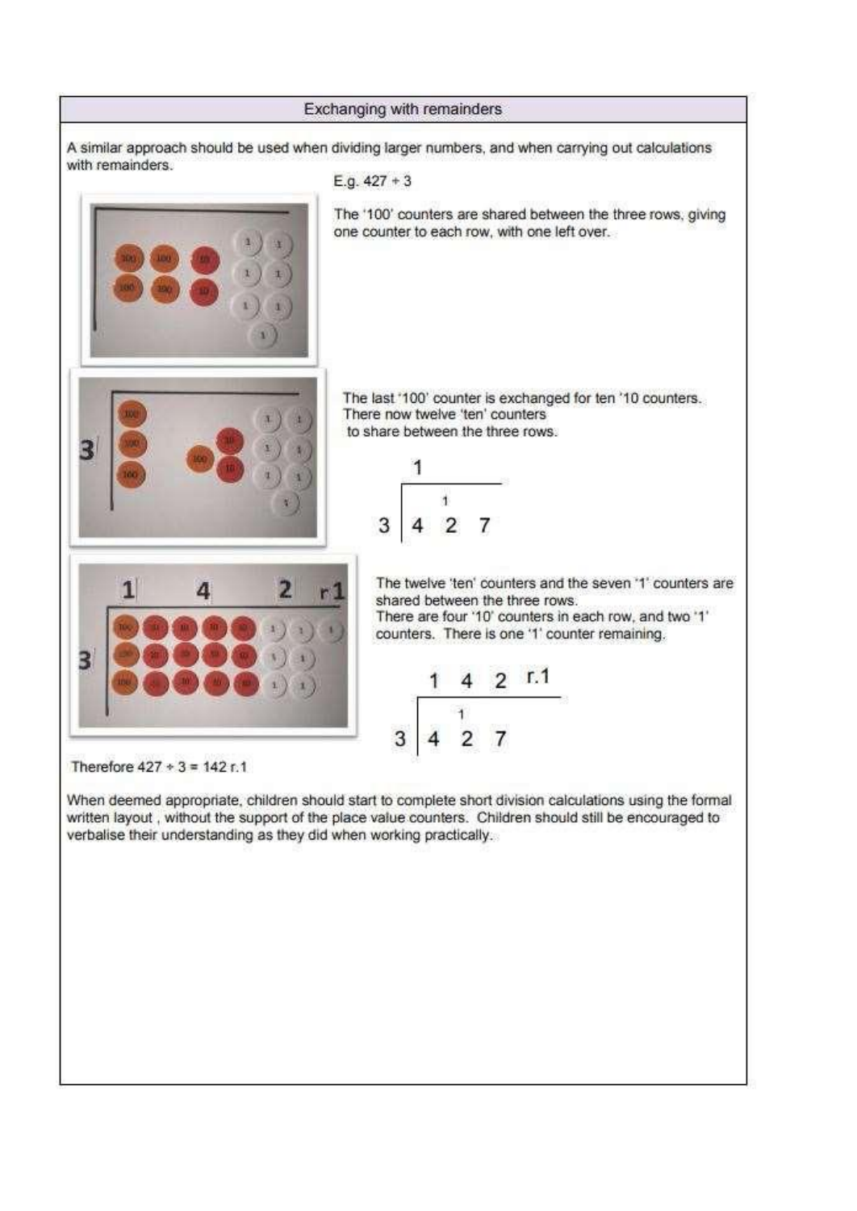## Exchanging with remainders

A similar approach should be used when dividing larger numbers, and when carrying out calculations with remainders.

E.g. 427 ÷ 3

The '100' counters are shared between the three rows, giving one counter to each row, with one left over.

The last '100' counter is exchanged for ten '10 counters. There now twelve 'ten' counters to share between the three rows.

```
    1
   ______
3 | 4 ¹2 7
```

The twelve 'ten' counters and the seven '1' counters are shared between the three rows. There are four '10' counters in each row, and two '1' counters. There is one '1' counter remaining.

```
    1  4  2 r.1
   ___________
3 | 4 ¹2  7
```

Therefore 427 ÷ 3 = 142 r.1

When deemed appropriate, children should start to complete short division calculations using the formal written layout , without the support of the place value counters. Children should still be encouraged to verbalise their understanding as they did when working practically.